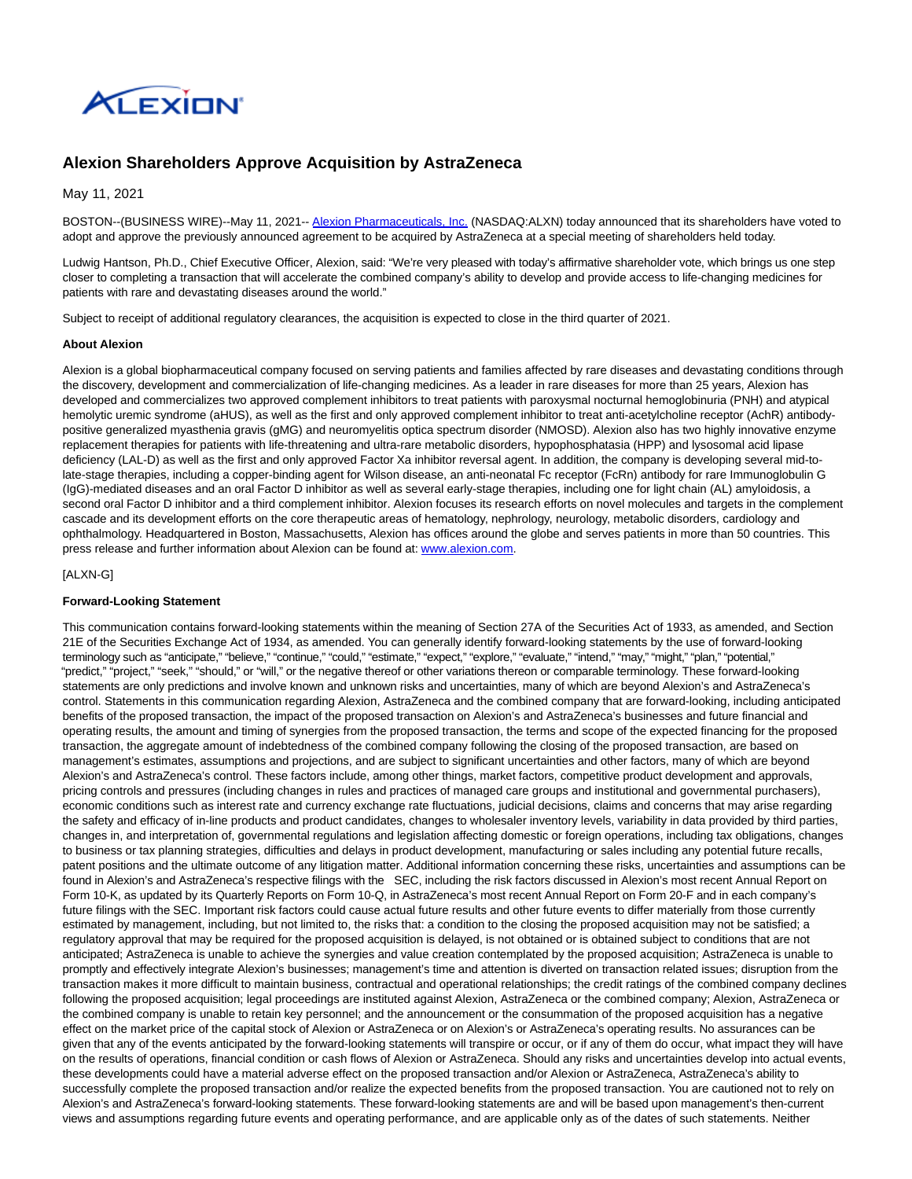# Alexion Shareholders Approve Acquisition by AstraZeneca

May 11, 2021

BOSTON--(BUSINESS WIRE)--May 11, 2021-- Alexion Pharmaceuticals, Inc. (NASDAQ:ALXN) today announced that its shareholders have voted to adopt and approve the previously announced agreement to be acquired by AstraZeneca at a special meeting of shareholders held today.

Ludwig Hantson, Ph.D., Chief Executive Officer, Alexion, said: "We're very pleased with today's affirmative shareholder vote, which brings us one step closer to completing a transaction that will accelerate the combined company's ability to develop and provide access to life-changing medicines for patients with rare and devastating diseases around the world."

Subject to receipt of additional regulatory clearances, the acquisition is expected to close in the third quarter of 2021.

**About Alexion**

Alexion is a global biopharmaceutical company focused on serving patients and families affected by rare diseases and devastating conditions through the discovery, development and commercialization of life-changing medicines. As a leader in rare diseases for more than 25 years, Alexion has developed and commercializes two approved complement inhibitors to treat patients with paroxysmal nocturnal hemoglobinuria (PNH) and atypical hemolytic uremic syndrome (aHUS), as well as the first and only approved complement inhibitor to treat anti-acetylcholine receptor (AchR) antibody-positive generalized myasthenia gravis (gMG) and neuromyelitis optica spectrum disorder (NMOSD). Alexion also has two highly innovative enzyme replacement therapies for patients with life-threatening and ultra-rare metabolic disorders, hypophosphatasia (HPP) and lysosomal acid lipase deficiency (LAL-D) as well as the first and only approved Factor Xa inhibitor reversal agent. In addition, the company is developing several mid-to-late-stage therapies, including a copper-binding agent for Wilson disease, an anti-neonatal Fc receptor (FcRn) antibody for rare Immunoglobulin G (IgG)-mediated diseases and an oral Factor D inhibitor as well as several early-stage therapies, including one for light chain (AL) amyloidosis, a second oral Factor D inhibitor and a third complement inhibitor. Alexion focuses its research efforts on novel molecules and targets in the complement cascade and its development efforts on the core therapeutic areas of hematology, nephrology, neurology, metabolic disorders, cardiology and ophthalmology. Headquartered in Boston, Massachusetts, Alexion has offices around the globe and serves patients in more than 50 countries. This press release and further information about Alexion can be found at: www.alexion.com.

[ALXN-G]

**Forward-Looking Statement**

This communication contains forward-looking statements within the meaning of Section 27A of the Securities Act of 1933, as amended, and Section 21E of the Securities Exchange Act of 1934, as amended. You can generally identify forward-looking statements by the use of forward-looking terminology such as "anticipate," "believe," "continue," "could," "estimate," "expect," "explore," "evaluate," "intend," "may," "might," "plan," "potential," "predict," "project," "seek," "should," or "will," or the negative thereof or other variations thereon or comparable terminology. These forward-looking statements are only predictions and involve known and unknown risks and uncertainties, many of which are beyond Alexion's and AstraZeneca's control. Statements in this communication regarding Alexion, AstraZeneca and the combined company that are forward-looking, including anticipated benefits of the proposed transaction, the impact of the proposed transaction on Alexion's and AstraZeneca's businesses and future financial and operating results, the amount and timing of synergies from the proposed transaction, the terms and scope of the expected financing for the proposed transaction, the aggregate amount of indebtedness of the combined company following the closing of the proposed transaction, are based on management's estimates, assumptions and projections, and are subject to significant uncertainties and other factors, many of which are beyond Alexion's and AstraZeneca's control. These factors include, among other things, market factors, competitive product development and approvals, pricing controls and pressures (including changes in rules and practices of managed care groups and institutional and governmental purchasers), economic conditions such as interest rate and currency exchange rate fluctuations, judicial decisions, claims and concerns that may arise regarding the safety and efficacy of in-line products and product candidates, changes to wholesaler inventory levels, variability in data provided by third parties, changes in, and interpretation of, governmental regulations and legislation affecting domestic or foreign operations, including tax obligations, changes to business or tax planning strategies, difficulties and delays in product development, manufacturing or sales including any potential future recalls, patent positions and the ultimate outcome of any litigation matter. Additional information concerning these risks, uncertainties and assumptions can be found in Alexion's and AstraZeneca's respective filings with the SEC, including the risk factors discussed in Alexion's most recent Annual Report on Form 10-K, as updated by its Quarterly Reports on Form 10-Q, in AstraZeneca's most recent Annual Report on Form 20-F and in each company's future filings with the SEC. Important risk factors could cause actual future results and other future events to differ materially from those currently estimated by management, including, but not limited to, the risks that: a condition to the closing the proposed acquisition may not be satisfied; a regulatory approval that may be required for the proposed acquisition is delayed, is not obtained or is obtained subject to conditions that are not anticipated; AstraZeneca is unable to achieve the synergies and value creation contemplated by the proposed acquisition; AstraZeneca is unable to promptly and effectively integrate Alexion's businesses; management's time and attention is diverted on transaction related issues; disruption from the transaction makes it more difficult to maintain business, contractual and operational relationships; the credit ratings of the combined company declines following the proposed acquisition; legal proceedings are instituted against Alexion, AstraZeneca or the combined company; Alexion, AstraZeneca or the combined company is unable to retain key personnel; and the announcement or the consummation of the proposed acquisition has a negative effect on the market price of the capital stock of Alexion or AstraZeneca or on Alexion's or AstraZeneca's operating results. No assurances can be given that any of the events anticipated by the forward-looking statements will transpire or occur, or if any of them do occur, what impact they will have on the results of operations, financial condition or cash flows of Alexion or AstraZeneca. Should any risks and uncertainties develop into actual events, these developments could have a material adverse effect on the proposed transaction and/or Alexion or AstraZeneca, AstraZeneca's ability to successfully complete the proposed transaction and/or realize the expected benefits from the proposed transaction. You are cautioned not to rely on Alexion's and AstraZeneca's forward-looking statements. These forward-looking statements are and will be based upon management's then-current views and assumptions regarding future events and operating performance, and are applicable only as of the dates of such statements. Neither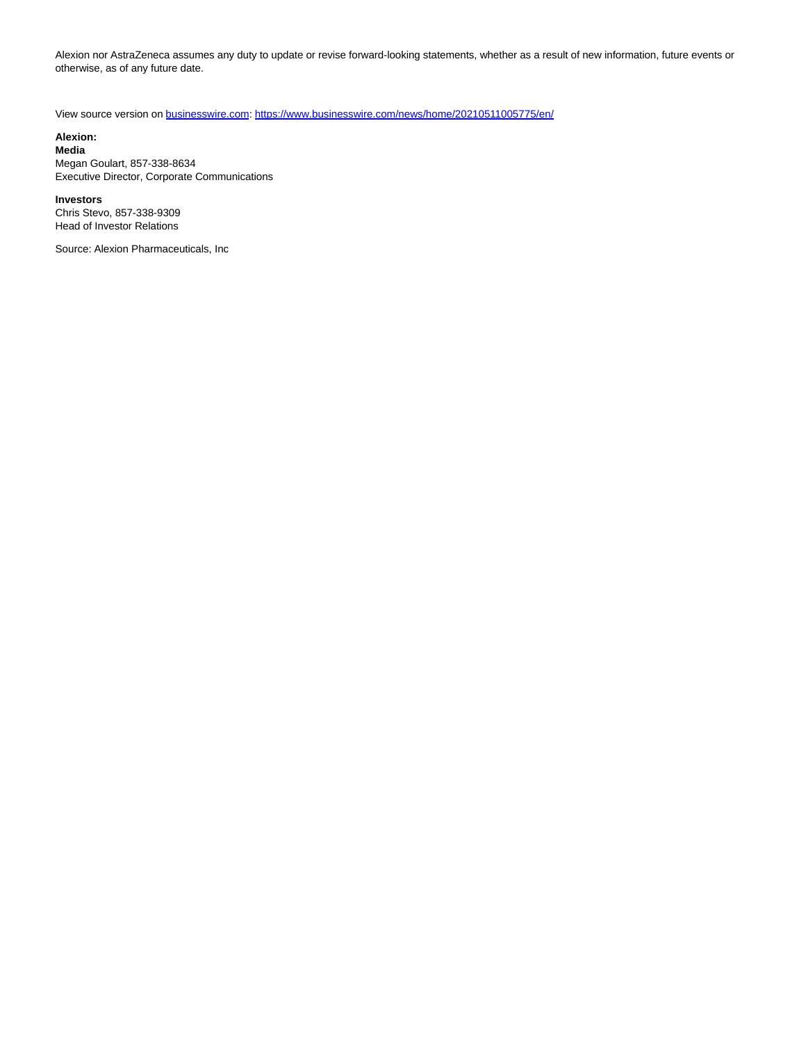Alexion nor AstraZeneca assumes any duty to update or revise forward-looking statements, whether as a result of new information, future events or otherwise, as of any future date.

View source version on [businesswire.com](https://www.businesswire.com/news/home/20210511005775/en/): [https://www.businesswire.com/news/home/20210511005775/en/](https://www.businesswire.com/news/home/20210511005775/en/)

**Alexion:**
**Media**
Megan Goulart, 857-338-8634
Executive Director, Corporate Communications

**Investors**
Chris Stevo, 857-338-9309
Head of Investor Relations

Source: Alexion Pharmaceuticals, Inc